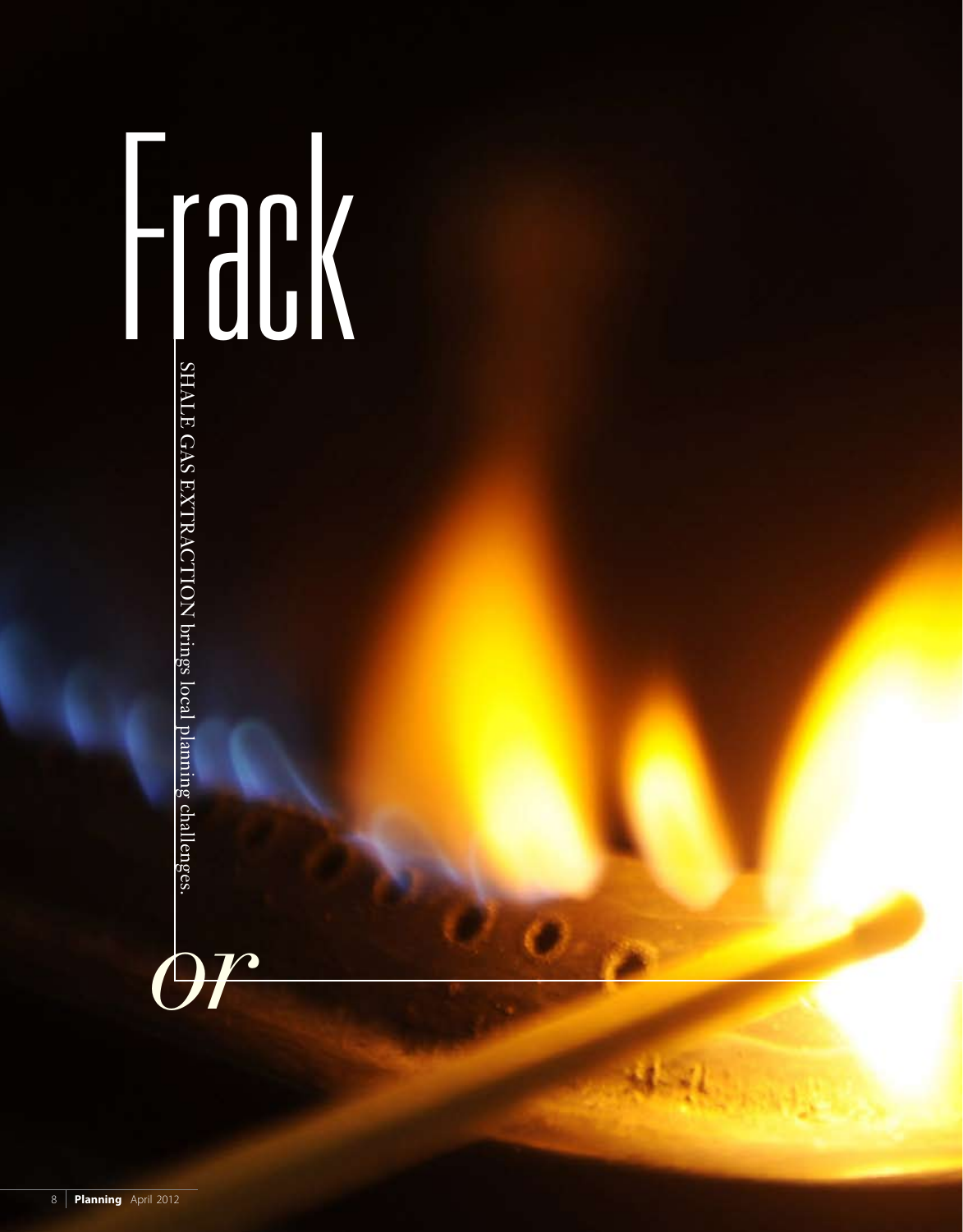# Frack

SHALE GAS EXTRACTION brings local planning challenges.

*or*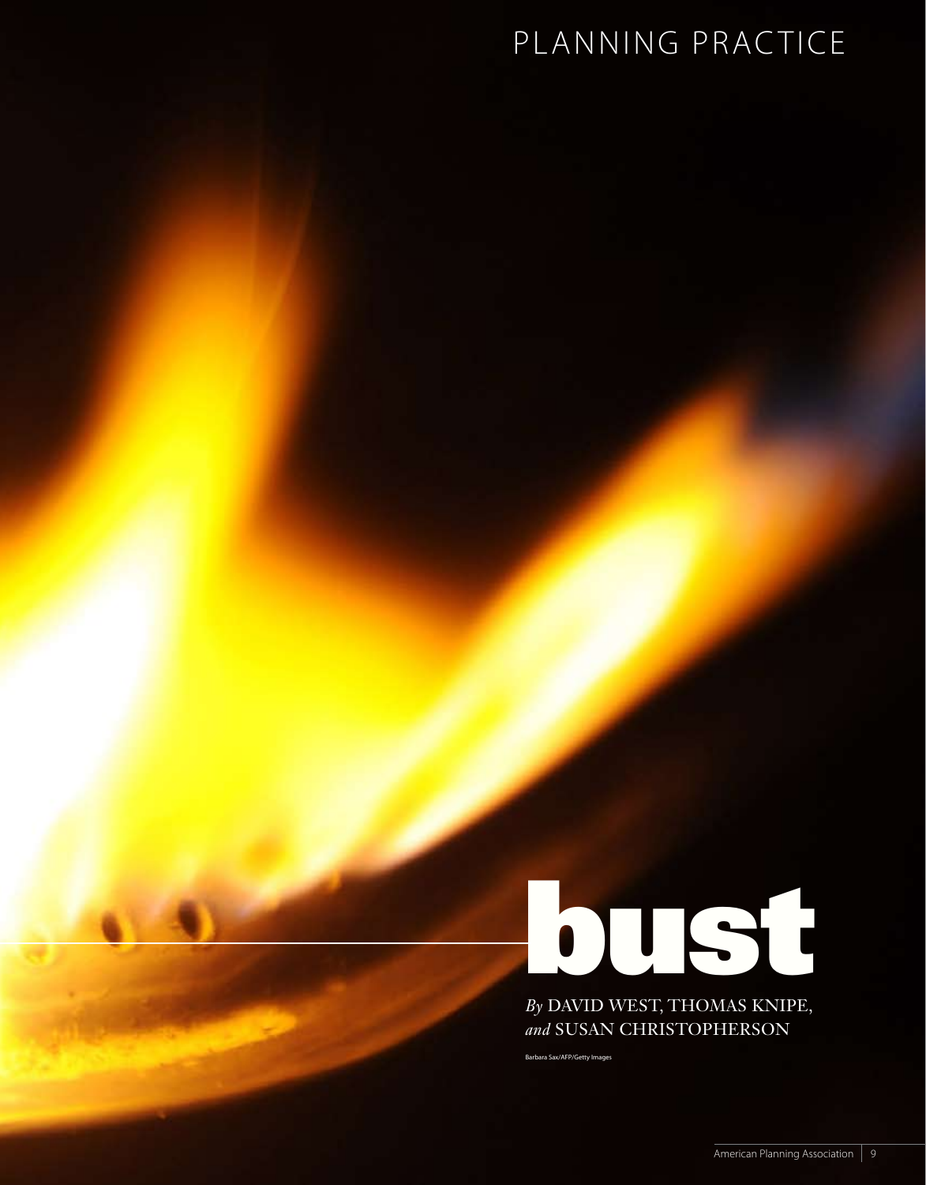# bust

*By* DAVID WEST, THOMAS KNIPE, *and* SUSAN CHRISTOPHERSON

Barbara Sax/AFP/Getty Images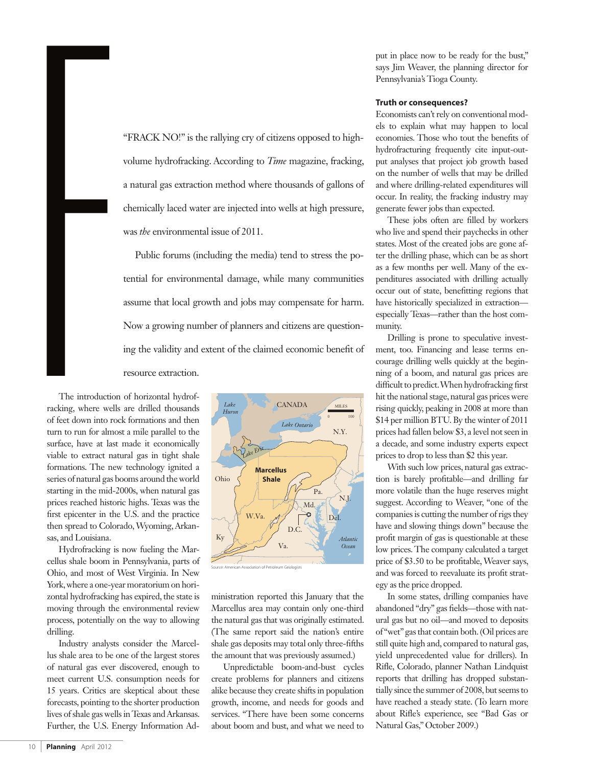"FRACK NO!" is the rallying cry of citizens opposed to high-volume hydrofracking. According to *Time* magazine, fracking, a natural gas extraction method where thousands of gallons of chemically laced water are injected into wells at high pressure, was *the* environmental issue of 2011.

Public forums (including the media) tend to stress the potential for environmental damage, while many communities assume that local growth and jobs may compensate for harm. Now a growing number of planners and citizens are questioning the validity and extent of the claimed economic benefit of resource extraction.

The introduction of horizontal hydrofracking, where wells are drilled thousands of feet down into rock formations and then turn to run for almost a mile parallel to the surface, have at last made it economically viable to extract natural gas in tight shale formations. The new technology ignited a series of natural gas booms around the world starting in the mid-2000s, when natural gas prices reached historic highs. Texas was the first epicenter in the U.S. and the practice then spread to Colorado, Wyoming, Arkansas, and Louisiana.

Hydrofracking is now fueling the Marcellus shale boom in Pennsylvania, parts of Ohio, and most of West Virginia. In New York, where a one-year moratorium on horizontal hydrofracking has expired, the state is moving through the environmental review process, potentially on the way to allowing drilling.

Industry analysts consider the Marcellus shale area to be one of the largest stores of natural gas ever discovered, enough to meet current U.S. consumption needs for 15 years. Critics are skeptical about these forecasts, pointing to the shorter production lives of shale gas wells in Texas and Arkansas. Further, the U.S. Energy Information Administration reported this January that the Marcellus area may contain only one-third the natural gas that was originally estimated. (The same report said the nation's entire shale gas deposits may total only three-fifths the amount that was previously assumed.)

Source: American Association of Petroleum Geologists

Unpredictable boom-and-bust cycles create problems for planners and citizens alike because they create shifts in population growth, income, and needs for goods and services. "There have been some concerns about boom and bust, and what we need to put in place now to be ready for the bust," says Jim Weaver, the planning director for Pennsylvania's Tioga County.

### Truth or consequences?

Economists can't rely on conventional models to explain what may happen to local economies. Those who tout the benefits of hydrofracturing frequently cite input-output analyses that project job growth based on the number of wells that may be drilled and where drilling-related expenditures will occur. In reality, the fracking industry may generate fewer jobs than expected.

These jobs often are filled by workers who live and spend their paychecks in other states. Most of the created jobs are gone after the drilling phase, which can be as short as a few months per well. Many of the expenditures associated with drilling actually occur out of state, benefitting regions that have historically specialized in extraction—especially Texas—rather than the host community.

Drilling is prone to speculative investment, too. Financing and lease terms encourage drilling wells quickly at the beginning of a boom, and natural gas prices are difficult to predict. When hydrofracking first hit the national stage, natural gas prices were rising quickly, peaking in 2008 at more than $14 per million BTU. By the winter of 2011 prices had fallen below $3, a level not seen in a decade, and some industry experts expect prices to drop to less than $2 this year.

With such low prices, natural gas extraction is barely profitable—and drilling far more volatile than the huge reserves might suggest. According to Weaver, "one of the companies is cutting the number of rigs they have and slowing things down" because the profit margin of gas is questionable at these low prices. The company calculated a target price of $3.50 to be profitable, Weaver says, and was forced to reevaluate its profit strategy as the price dropped.

In some states, drilling companies have abandoned "dry" gas fields—those with natural gas but no oil—and moved to deposits of "wet" gas that contain both. (Oil prices are still quite high and, compared to natural gas, yield unprecedented value for drillers). In Rifle, Colorado, planner Nathan Lindquist reports that drilling has dropped substantially since the summer of 2008, but seems to have reached a steady state. (To learn more about Rifle's experience, see "Bad Gas or Natural Gas," October 2009.)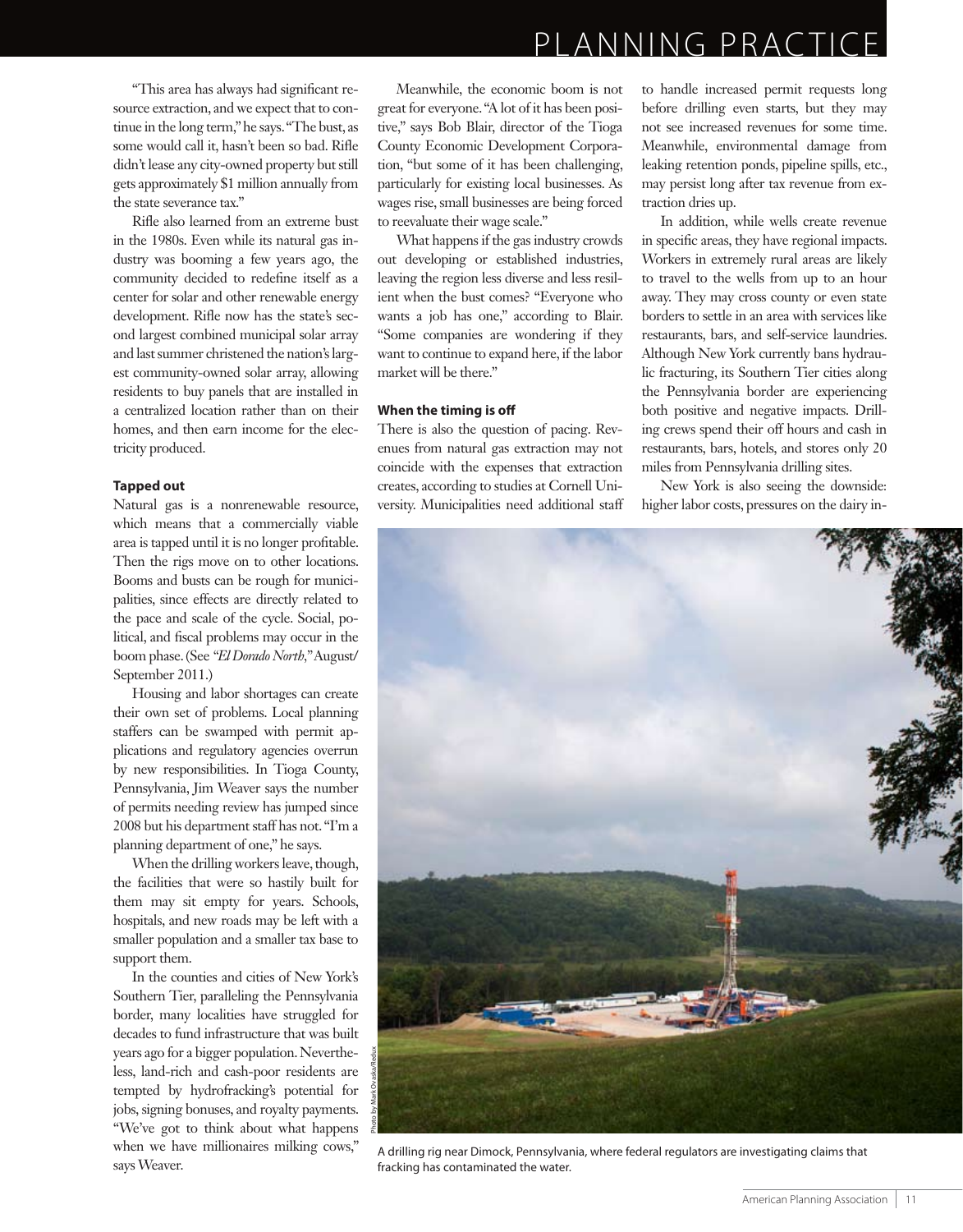"This area has always had significant resource extraction, and we expect that to continue in the long term," he says. "The bust, as some would call it, hasn't been so bad. Rifle didn't lease any city-owned property but still gets approximately $1 million annually from the state severance tax."

Rifle also learned from an extreme bust in the 1980s. Even while its natural gas industry was booming a few years ago, the community decided to redefine itself as a center for solar and other renewable energy development. Rifle now has the state's second largest combined municipal solar array and last summer christened the nation's largest community-owned solar array, allowing residents to buy panels that are installed in a centralized location rather than on their homes, and then earn income for the electricity produced.

### Tapped out

Natural gas is a nonrenewable resource, which means that a commercially viable area is tapped until it is no longer profitable. Then the rigs move on to other locations. Booms and busts can be rough for municipalities, since effects are directly related to the pace and scale of the cycle. Social, political, and fiscal problems may occur in the boom phase. (See "*El Dorado North*," August/September 2011.)

Housing and labor shortages can create their own set of problems. Local planning staffers can be swamped with permit applications and regulatory agencies overrun by new responsibilities. In Tioga County, Pennsylvania, Jim Weaver says the number of permits needing review has jumped since 2008 but his department staff has not. "I'm a planning department of one," he says.

When the drilling workers leave, though, the facilities that were so hastily built for them may sit empty for years. Schools, hospitals, and new roads may be left with a smaller population and a smaller tax base to support them.

In the counties and cities of New York's Southern Tier, paralleling the Pennsylvania border, many localities have struggled for decades to fund infrastructure that was built years ago for a bigger population. Nevertheless, land-rich and cash-poor residents are tempted by hydrofracking's potential for jobs, signing bonuses, and royalty payments. "We've got to think about what happens when we have millionaires milking cows," says Weaver.

Meanwhile, the economic boom is not great for everyone. "A lot of it has been positive," says Bob Blair, director of the Tioga County Economic Development Corporation, "but some of it has been challenging, particularly for existing local businesses. As wages rise, small businesses are being forced to reevaluate their wage scale."

What happens if the gas industry crowds out developing or established industries, leaving the region less diverse and less resilient when the bust comes? "Everyone who wants a job has one," according to Blair. "Some companies are wondering if they want to continue to expand here, if the labor market will be there."

### When the timing is off

There is also the question of pacing. Revenues from natural gas extraction may not coincide with the expenses that extraction creates, according to studies at Cornell University. Municipalities need additional staff to handle increased permit requests long before drilling even starts, but they may not see increased revenues for some time. Meanwhile, environmental damage from leaking retention ponds, pipeline spills, etc., may persist long after tax revenue from extraction dries up.

In addition, while wells create revenue in specific areas, they have regional impacts. Workers in extremely rural areas are likely to travel to the wells from up to an hour away. They may cross county or even state borders to settle in an area with services like restaurants, bars, and self-service laundries. Although New York currently bans hydraulic fracturing, its Southern Tier cities along the Pennsylvania border are experiencing both positive and negative impacts. Drilling crews spend their off hours and cash in restaurants, bars, hotels, and stores only 20 miles from Pennsylvania drilling sites.

New York is also seeing the downside: higher labor costs, pressures on the dairy in-

Photo by Mark Ovaska/Redux

A drilling rig near Dimock, Pennsylvania, where federal regulators are investigating claims that fracking has contaminated the water.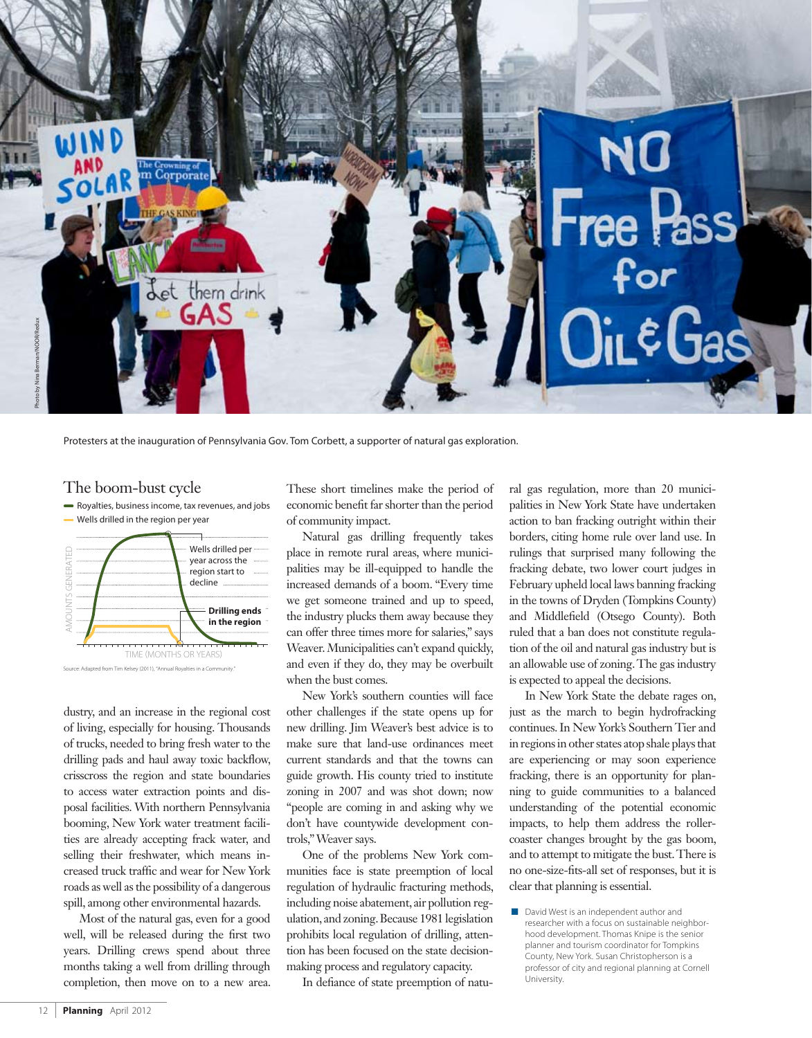Protesters at the inauguration of Pennsylvania Gov. Tom Corbett, a supporter of natural gas exploration.

### The boom-bust cycle

- Royalties, business income, tax revenues, and jobs
- Wells drilled in the region per year

AMOUNTS GENERATED

Wells drilled per year across the region start to decline

**Drilling ends in the region**

TIME (MONTHS OR YEARS)

Source: Adapted from Tim Kelsey (2011), "Annual Royalties in a Community."

dustry, and an increase in the regional cost of living, especially for housing. Thousands of trucks, needed to bring fresh water to the drilling pads and haul away toxic backflow, crisscross the region and state boundaries to access water extraction points and disposal facilities. With northern Pennsylvania booming, New York water treatment facilities are already accepting frack water, and selling their freshwater, which means increased truck traffic and wear for New York roads as well as the possibility of a dangerous spill, among other environmental hazards.

Most of the natural gas, even for a good well, will be released during the first two years. Drilling crews spend about three months taking a well from drilling through completion, then move on to a new area. These short timelines make the period of economic benefit far shorter than the period of community impact.

Natural gas drilling frequently takes place in remote rural areas, where municipalities may be ill-equipped to handle the increased demands of a boom. "Every time we get someone trained and up to speed, the industry plucks them away because they can offer three times more for salaries," says Weaver. Municipalities can't expand quickly, and even if they do, they may be overbuilt when the bust comes.

New York's southern counties will face other challenges if the state opens up for new drilling. Jim Weaver's best advice is to make sure that land-use ordinances meet current standards and that the towns can guide growth. His county tried to institute zoning in 2007 and was shot down; now "people are coming in and asking why we don't have countywide development controls," Weaver says.

One of the problems New York communities face is state preemption of local regulation of hydraulic fracturing methods, including noise abatement, air pollution regulation, and zoning. Because 1981 legislation prohibits local regulation of drilling, attention has been focused on the state decision-making process and regulatory capacity.

In defiance of state preemption of natural gas regulation, more than 20 municipalities in New York State have undertaken action to ban fracking outright within their borders, citing home rule over land use. In rulings that surprised many following the fracking debate, two lower court judges in February upheld local laws banning fracking in the towns of Dryden (Tompkins County) and Middlefield (Otsego County). Both ruled that a ban does not constitute regulation of the oil and natural gas industry but is an allowable use of zoning. The gas industry is expected to appeal the decisions.

In New York State the debate rages on, just as the march to begin hydrofracking continues. In New York's Southern Tier and in regions in other states atop shale plays that are experiencing or may soon experience fracking, there is an opportunity for planning to guide communities to a balanced understanding of the potential economic impacts, to help them address the rollercoaster changes brought by the gas boom, and to attempt to mitigate the bust. There is no one-size-fits-all set of responses, but it is clear that planning is essential.

David West is an independent author and researcher with a focus on sustainable neighborhood development. Thomas Knipe is the senior planner and tourism coordinator for Tompkins County, New York. Susan Christopherson is a professor of city and regional planning at Cornell University.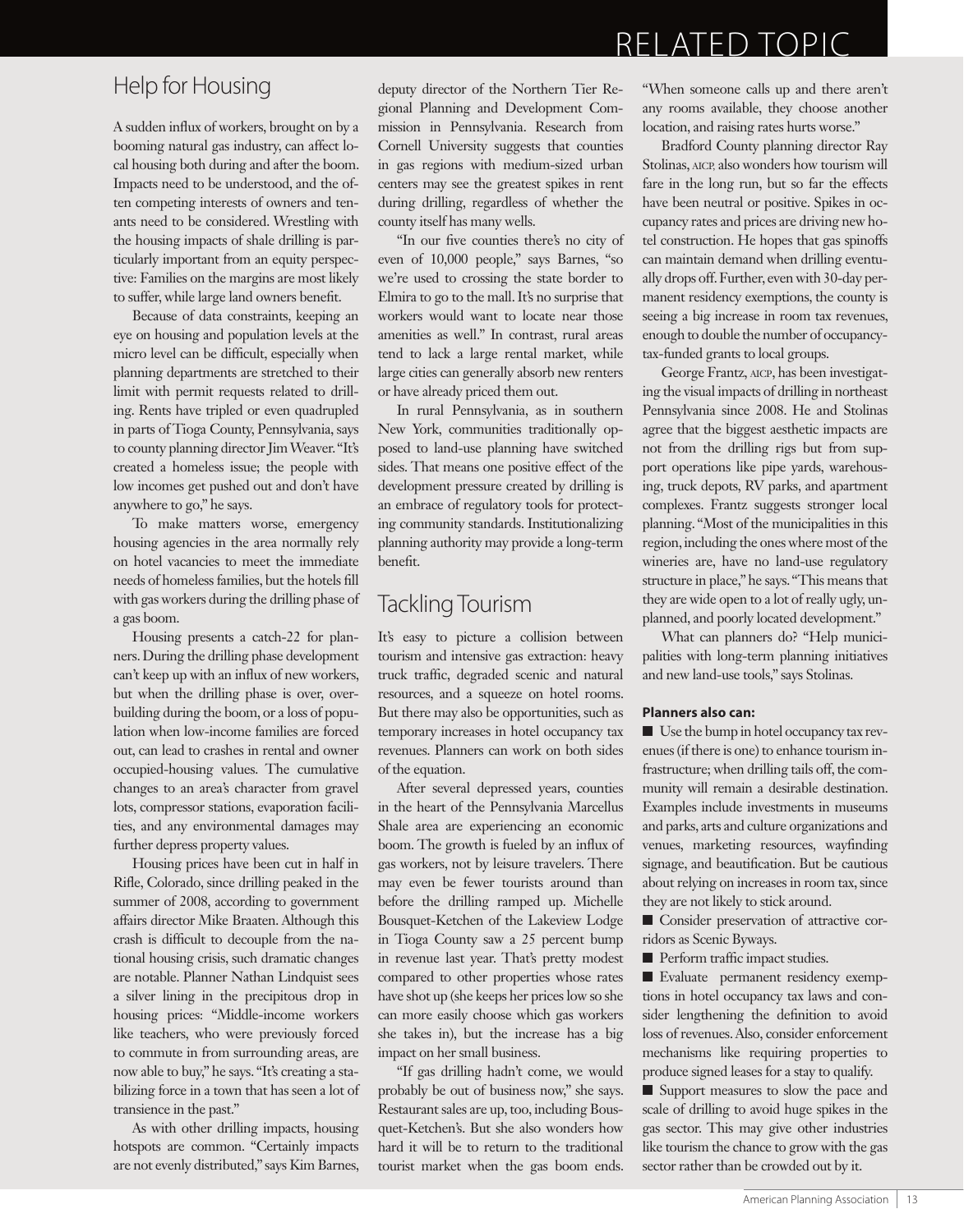# RELATED TOPIC

## Help for Housing

A sudden influx of workers, brought on by a booming natural gas industry, can affect local housing both during and after the boom. Impacts need to be understood, and the often competing interests of owners and tenants need to be considered. Wrestling with the housing impacts of shale drilling is particularly important from an equity perspective: Families on the margins are most likely to suffer, while large land owners benefit.

Because of data constraints, keeping an eye on housing and population levels at the micro level can be difficult, especially when planning departments are stretched to their limit with permit requests related to drilling. Rents have tripled or even quadrupled in parts of Tioga County, Pennsylvania, says to county planning director Jim Weaver. "It's created a homeless issue; the people with low incomes get pushed out and don't have anywhere to go," he says.

To make matters worse, emergency housing agencies in the area normally rely on hotel vacancies to meet the immediate needs of homeless families, but the hotels fill with gas workers during the drilling phase of a gas boom.

Housing presents a catch-22 for planners. During the drilling phase development can't keep up with an influx of new workers, but when the drilling phase is over, overbuilding during the boom, or a loss of population when low-income families are forced out, can lead to crashes in rental and owner occupied-housing values. The cumulative changes to an area's character from gravel lots, compressor stations, evaporation facilities, and any environmental damages may further depress property values.

Housing prices have been cut in half in Rifle, Colorado, since drilling peaked in the summer of 2008, according to government affairs director Mike Braaten. Although this crash is difficult to decouple from the national housing crisis, such dramatic changes are notable. Planner Nathan Lindquist sees a silver lining in the precipitous drop in housing prices: "Middle-income workers like teachers, who were previously forced to commute in from surrounding areas, are now able to buy," he says. "It's creating a stabilizing force in a town that has seen a lot of transience in the past."

As with other drilling impacts, housing hotspots are common. "Certainly impacts are not evenly distributed," says Kim Barnes, deputy director of the Northern Tier Regional Planning and Development Commission in Pennsylvania. Research from Cornell University suggests that counties in gas regions with medium-sized urban centers may see the greatest spikes in rent during drilling, regardless of whether the county itself has many wells.

"In our five counties there's no city of even of 10,000 people," says Barnes, "so we're used to crossing the state border to Elmira to go to the mall. It's no surprise that workers would want to locate near those amenities as well." In contrast, rural areas tend to lack a large rental market, while large cities can generally absorb new renters or have already priced them out.

In rural Pennsylvania, as in southern New York, communities traditionally opposed to land-use planning have switched sides. That means one positive effect of the development pressure created by drilling is an embrace of regulatory tools for protecting community standards. Institutionalizing planning authority may provide a long-term benefit.

## Tackling Tourism

It's easy to picture a collision between tourism and intensive gas extraction: heavy truck traffic, degraded scenic and natural resources, and a squeeze on hotel rooms. But there may also be opportunities, such as temporary increases in hotel occupancy tax revenues. Planners can work on both sides of the equation.

After several depressed years, counties in the heart of the Pennsylvania Marcellus Shale area are experiencing an economic boom. The growth is fueled by an influx of gas workers, not by leisure travelers. There may even be fewer tourists around than before the drilling ramped up. Michelle Bousquet-Ketchen of the Lakeview Lodge in Tioga County saw a 25 percent bump in revenue last year. That's pretty modest compared to other properties whose rates have shot up (she keeps her prices low so she can more easily choose which gas workers she takes in), but the increase has a big impact on her small business.

"If gas drilling hadn't come, we would probably be out of business now," she says. Restaurant sales are up, too, including Bousquet-Ketchen's. But she also wonders how hard it will be to return to the traditional tourist market when the gas boom ends. "When someone calls up and there aren't any rooms available, they choose another location, and raising rates hurts worse."

Bradford County planning director Ray Stolinas, AICP, also wonders how tourism will fare in the long run, but so far the effects have been neutral or positive. Spikes in occupancy rates and prices are driving new hotel construction. He hopes that gas spinoffs can maintain demand when drilling eventually drops off. Further, even with 30-day permanent residency exemptions, the county is seeing a big increase in room tax revenues, enough to double the number of occupancy-tax-funded grants to local groups.

George Frantz, AICP, has been investigating the visual impacts of drilling in northeast Pennsylvania since 2008. He and Stolinas agree that the biggest aesthetic impacts are not from the drilling rigs but from support operations like pipe yards, warehousing, truck depots, RV parks, and apartment complexes. Frantz suggests stronger local planning. "Most of the municipalities in this region, including the ones where most of the wineries are, have no land-use regulatory structure in place," he says. "This means that they are wide open to a lot of really ugly, unplanned, and poorly located development."

What can planners do? "Help municipalities with long-term planning initiatives and new land-use tools," says Stolinas.

**Planners also can:**

- Use the bump in hotel occupancy tax revenues (if there is one) to enhance tourism infrastructure; when drilling tails off, the community will remain a desirable destination. Examples include investments in museums and parks, arts and culture organizations and venues, marketing resources, wayfinding signage, and beautification. But be cautious about relying on increases in room tax, since they are not likely to stick around.
- Consider preservation of attractive corridors as Scenic Byways.
- Perform traffic impact studies.
- Evaluate permanent residency exemptions in hotel occupancy tax laws and consider lengthening the definition to avoid loss of revenues. Also, consider enforcement mechanisms like requiring properties to produce signed leases for a stay to qualify.
- Support measures to slow the pace and scale of drilling to avoid huge spikes in the gas sector. This may give other industries like tourism the chance to grow with the gas sector rather than be crowded out by it.